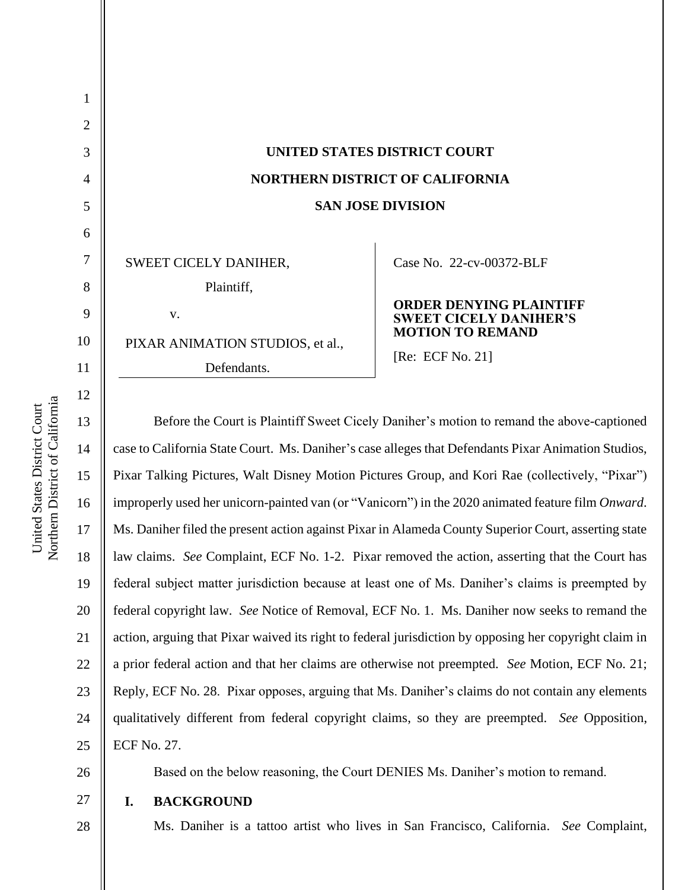UNITED STATES DISTRICT COURT

NORTHERN DISTRICT OF CALIFORNIA

SAN JOSE DIVISION

| | |
|---|---|
| SWEET CICELY DANIHER, Plaintiff, v. PIXAR ANIMATION STUDIOS, et al., Defendants. | Case No. 22-cv-00372-BLF **ORDER DENYING PLAINTIFF SWEET CICELY DANIHER'S MOTION TO REMAND** [Re: ECF No. 21] |

Before the Court is Plaintiff Sweet Cicely Daniher's motion to remand the above-captioned case to California State Court. Ms. Daniher's case alleges that Defendants Pixar Animation Studios, Pixar Talking Pictures, Walt Disney Motion Pictures Group, and Kori Rae (collectively, "Pixar") improperly used her unicorn-painted van (or "Vanicorn") in the 2020 animated feature film *Onward*. Ms. Daniher filed the present action against Pixar in Alameda County Superior Court, asserting state law claims. *See* Complaint, ECF No. 1-2. Pixar removed the action, asserting that the Court has federal subject matter jurisdiction because at least one of Ms. Daniher's claims is preempted by federal copyright law. *See* Notice of Removal, ECF No. 1. Ms. Daniher now seeks to remand the action, arguing that Pixar waived its right to federal jurisdiction by opposing her copyright claim in a prior federal action and that her claims are otherwise not preempted. *See* Motion, ECF No. 21; Reply, ECF No. 28. Pixar opposes, arguing that Ms. Daniher's claims do not contain any elements qualitatively different from federal copyright claims, so they are preempted. *See* Opposition, ECF No. 27.

Based on the below reasoning, the Court DENIES Ms. Daniher's motion to remand.

## I. BACKGROUND

Ms. Daniher is a tattoo artist who lives in San Francisco, California. *See* Complaint,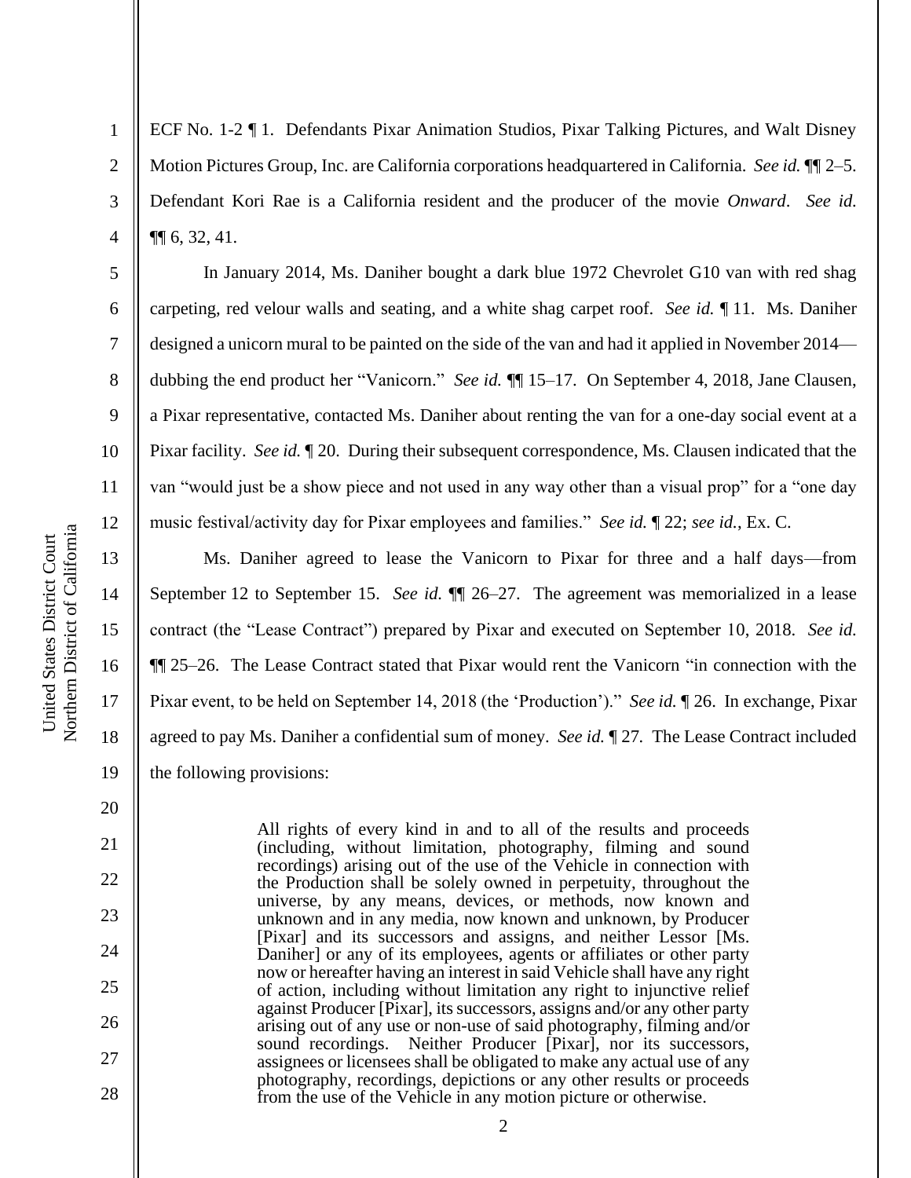ECF No. 1-2 ¶ 1. Defendants Pixar Animation Studios, Pixar Talking Pictures, and Walt Disney Motion Pictures Group, Inc. are California corporations headquartered in California. *See id.* ¶¶ 2–5. Defendant Kori Rae is a California resident and the producer of the movie *Onward*. *See id.* ¶¶ 6, 32, 41.

In January 2014, Ms. Daniher bought a dark blue 1972 Chevrolet G10 van with red shag carpeting, red velour walls and seating, and a white shag carpet roof. *See id.* ¶ 11. Ms. Daniher designed a unicorn mural to be painted on the side of the van and had it applied in November 2014—dubbing the end product her "Vanicorn." *See id.* ¶¶ 15–17. On September 4, 2018, Jane Clausen, a Pixar representative, contacted Ms. Daniher about renting the van for a one-day social event at a Pixar facility. *See id.* ¶ 20. During their subsequent correspondence, Ms. Clausen indicated that the van "would just be a show piece and not used in any way other than a visual prop" for a "one day music festival/activity day for Pixar employees and families." *See id.* ¶ 22; *see id.*, Ex. C.

Ms. Daniher agreed to lease the Vanicorn to Pixar for three and a half days—from September 12 to September 15. *See id.* ¶¶ 26–27. The agreement was memorialized in a lease contract (the "Lease Contract") prepared by Pixar and executed on September 10, 2018. *See id.* ¶¶ 25–26. The Lease Contract stated that Pixar would rent the Vanicorn "in connection with the Pixar event, to be held on September 14, 2018 (the 'Production')." *See id.* ¶ 26. In exchange, Pixar agreed to pay Ms. Daniher a confidential sum of money. *See id.* ¶ 27. The Lease Contract included the following provisions:

> All rights of every kind in and to all of the results and proceeds (including, without limitation, photography, filming and sound recordings) arising out of the use of the Vehicle in connection with the Production shall be solely owned in perpetuity, throughout the universe, by any means, devices, or methods, now known and unknown and in any media, now known and unknown, by Producer [Pixar] and its successors and assigns, and neither Lessor [Ms. Daniher] or any of its employees, agents or affiliates or other party now or hereafter having an interest in said Vehicle shall have any right of action, including without limitation any right to injunctive relief against Producer [Pixar], its successors, assigns and/or any other party arising out of any use or non-use of said photography, filming and/or sound recordings. Neither Producer [Pixar], nor its successors, assignees or licensees shall be obligated to make any actual use of any photography, recordings, depictions or any other results or proceeds from the use of the Vehicle in any motion picture or otherwise.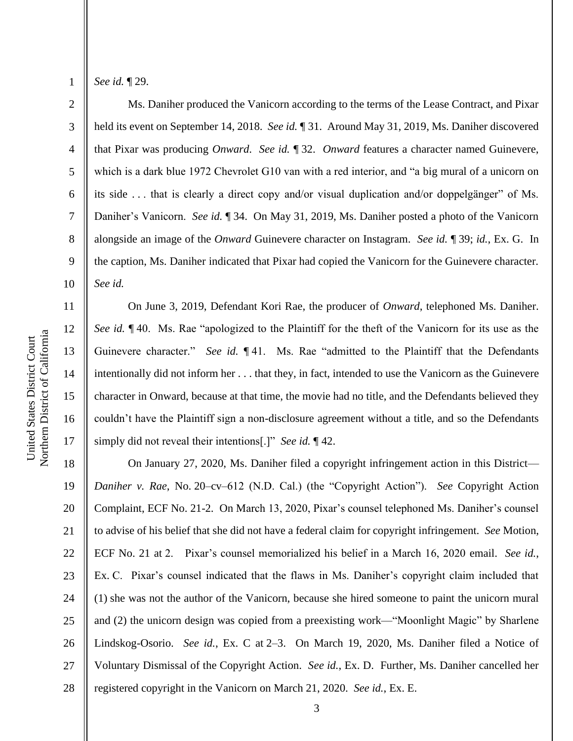*See id.* ¶ 29.

Ms. Daniher produced the Vanicorn according to the terms of the Lease Contract, and Pixar held its event on September 14, 2018. *See id.* ¶ 31. Around May 31, 2019, Ms. Daniher discovered that Pixar was producing *Onward*. *See id.* ¶ 32. *Onward* features a character named Guinevere, which is a dark blue 1972 Chevrolet G10 van with a red interior, and "a big mural of a unicorn on its side . . . that is clearly a direct copy and/or visual duplication and/or doppelgänger" of Ms. Daniher's Vanicorn. *See id.* ¶ 34. On May 31, 2019, Ms. Daniher posted a photo of the Vanicorn alongside an image of the *Onward* Guinevere character on Instagram. *See id.* ¶ 39; *id.*, Ex. G. In the caption, Ms. Daniher indicated that Pixar had copied the Vanicorn for the Guinevere character. *See id.*

On June 3, 2019, Defendant Kori Rae, the producer of *Onward*, telephoned Ms. Daniher. *See id.* ¶ 40. Ms. Rae "apologized to the Plaintiff for the theft of the Vanicorn for its use as the Guinevere character." *See id.* ¶ 41. Ms. Rae "admitted to the Plaintiff that the Defendants intentionally did not inform her . . . that they, in fact, intended to use the Vanicorn as the Guinevere character in Onward, because at that time, the movie had no title, and the Defendants believed they couldn't have the Plaintiff sign a non-disclosure agreement without a title, and so the Defendants simply did not reveal their intentions[.]" *See id.* ¶ 42.

On January 27, 2020, Ms. Daniher filed a copyright infringement action in this District—*Daniher v. Rae*, No. 20–cv–612 (N.D. Cal.) (the "Copyright Action"). *See* Copyright Action Complaint, ECF No. 21-2. On March 13, 2020, Pixar's counsel telephoned Ms. Daniher's counsel to advise of his belief that she did not have a federal claim for copyright infringement. *See* Motion, ECF No. 21 at 2. Pixar's counsel memorialized his belief in a March 16, 2020 email. *See id.*, Ex. C. Pixar's counsel indicated that the flaws in Ms. Daniher's copyright claim included that (1) she was not the author of the Vanicorn, because she hired someone to paint the unicorn mural and (2) the unicorn design was copied from a preexisting work—"Moonlight Magic" by Sharlene Lindskog-Osorio. *See id.*, Ex. C at 2–3. On March 19, 2020, Ms. Daniher filed a Notice of Voluntary Dismissal of the Copyright Action. *See id.*, Ex. D. Further, Ms. Daniher cancelled her registered copyright in the Vanicorn on March 21, 2020. *See id.*, Ex. E.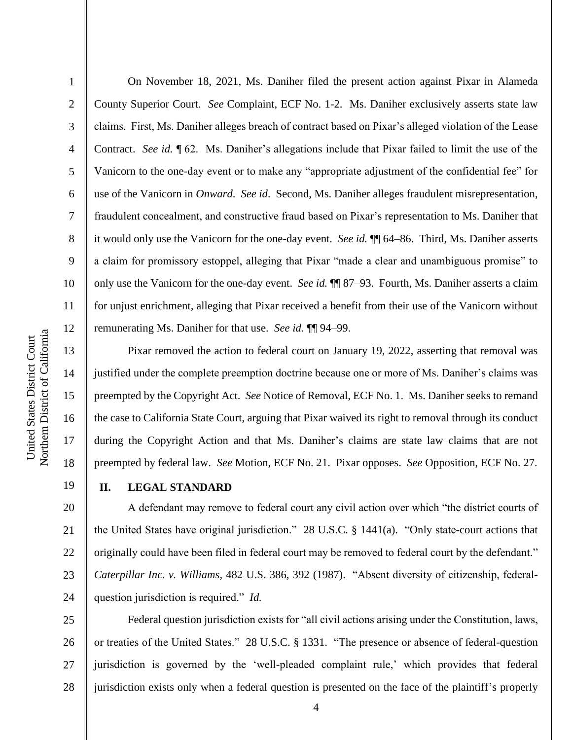On November 18, 2021, Ms. Daniher filed the present action against Pixar in Alameda County Superior Court. *See* Complaint, ECF No. 1-2. Ms. Daniher exclusively asserts state law claims. First, Ms. Daniher alleges breach of contract based on Pixar's alleged violation of the Lease Contract. *See id.* ¶ 62. Ms. Daniher's allegations include that Pixar failed to limit the use of the Vanicorn to the one-day event or to make any "appropriate adjustment of the confidential fee" for use of the Vanicorn in *Onward*. *See id*. Second, Ms. Daniher alleges fraudulent misrepresentation, fraudulent concealment, and constructive fraud based on Pixar's representation to Ms. Daniher that it would only use the Vanicorn for the one-day event. *See id.* ¶¶ 64–86. Third, Ms. Daniher asserts a claim for promissory estoppel, alleging that Pixar "made a clear and unambiguous promise" to only use the Vanicorn for the one-day event. *See id.* ¶¶ 87–93. Fourth, Ms. Daniher asserts a claim for unjust enrichment, alleging that Pixar received a benefit from their use of the Vanicorn without remunerating Ms. Daniher for that use. *See id.* ¶¶ 94–99.

Pixar removed the action to federal court on January 19, 2022, asserting that removal was justified under the complete preemption doctrine because one or more of Ms. Daniher's claims was preempted by the Copyright Act. *See* Notice of Removal, ECF No. 1. Ms. Daniher seeks to remand the case to California State Court, arguing that Pixar waived its right to removal through its conduct during the Copyright Action and that Ms. Daniher's claims are state law claims that are not preempted by federal law. *See* Motion, ECF No. 21. Pixar opposes. *See* Opposition, ECF No. 27.

## II. LEGAL STANDARD

A defendant may remove to federal court any civil action over which "the district courts of the United States have original jurisdiction." 28 U.S.C. § 1441(a). "Only state-court actions that originally could have been filed in federal court may be removed to federal court by the defendant." *Caterpillar Inc. v. Williams*, 482 U.S. 386, 392 (1987). "Absent diversity of citizenship, federal-question jurisdiction is required." *Id.*

Federal question jurisdiction exists for "all civil actions arising under the Constitution, laws, or treaties of the United States." 28 U.S.C. § 1331. "The presence or absence of federal-question jurisdiction is governed by the 'well-pleaded complaint rule,' which provides that federal jurisdiction exists only when a federal question is presented on the face of the plaintiff's properly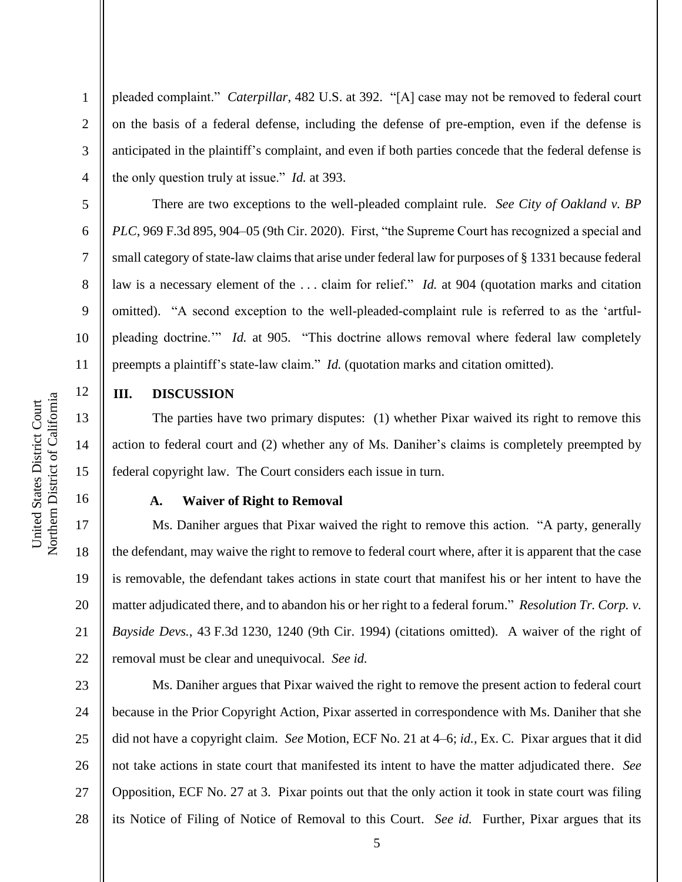pleaded complaint." *Caterpillar*, 482 U.S. at 392. "[A] case may not be removed to federal court on the basis of a federal defense, including the defense of pre-emption, even if the defense is anticipated in the plaintiff's complaint, and even if both parties concede that the federal defense is the only question truly at issue." *Id.* at 393.

There are two exceptions to the well-pleaded complaint rule. *See City of Oakland v. BP PLC*, 969 F.3d 895, 904–05 (9th Cir. 2020). First, "the Supreme Court has recognized a special and small category of state-law claims that arise under federal law for purposes of § 1331 because federal law is a necessary element of the . . . claim for relief." *Id.* at 904 (quotation marks and citation omitted). "A second exception to the well-pleaded-complaint rule is referred to as the 'artful-pleading doctrine.'" *Id.* at 905. "This doctrine allows removal where federal law completely preempts a plaintiff's state-law claim." *Id.* (quotation marks and citation omitted).

## III. DISCUSSION

The parties have two primary disputes: (1) whether Pixar waived its right to remove this action to federal court and (2) whether any of Ms. Daniher's claims is completely preempted by federal copyright law. The Court considers each issue in turn.

### A. Waiver of Right to Removal

Ms. Daniher argues that Pixar waived the right to remove this action. "A party, generally the defendant, may waive the right to remove to federal court where, after it is apparent that the case is removable, the defendant takes actions in state court that manifest his or her intent to have the matter adjudicated there, and to abandon his or her right to a federal forum." *Resolution Tr. Corp. v. Bayside Devs.*, 43 F.3d 1230, 1240 (9th Cir. 1994) (citations omitted). A waiver of the right of removal must be clear and unequivocal. *See id.*

Ms. Daniher argues that Pixar waived the right to remove the present action to federal court because in the Prior Copyright Action, Pixar asserted in correspondence with Ms. Daniher that she did not have a copyright claim. *See* Motion, ECF No. 21 at 4–6; *id.*, Ex. C. Pixar argues that it did not take actions in state court that manifested its intent to have the matter adjudicated there. *See* Opposition, ECF No. 27 at 3. Pixar points out that the only action it took in state court was filing its Notice of Filing of Notice of Removal to this Court. *See id.* Further, Pixar argues that its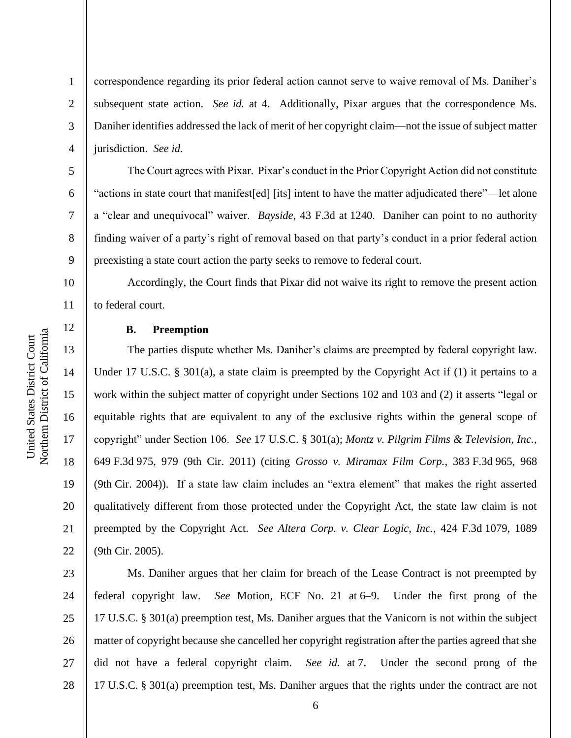correspondence regarding its prior federal action cannot serve to waive removal of Ms. Daniher's subsequent state action. *See id.* at 4. Additionally, Pixar argues that the correspondence Ms. Daniher identifies addressed the lack of merit of her copyright claim—not the issue of subject matter jurisdiction. *See id.*

The Court agrees with Pixar. Pixar's conduct in the Prior Copyright Action did not constitute "actions in state court that manifest[ed] [its] intent to have the matter adjudicated there"—let alone a "clear and unequivocal" waiver. *Bayside,* 43 F.3d at 1240. Daniher can point to no authority finding waiver of a party's right of removal based on that party's conduct in a prior federal action preexisting a state court action the party seeks to remove to federal court.

Accordingly, the Court finds that Pixar did not waive its right to remove the present action to federal court.

### B. Preemption

The parties dispute whether Ms. Daniher's claims are preempted by federal copyright law. Under 17 U.S.C. § 301(a), a state claim is preempted by the Copyright Act if (1) it pertains to a work within the subject matter of copyright under Sections 102 and 103 and (2) it asserts "legal or equitable rights that are equivalent to any of the exclusive rights within the general scope of copyright" under Section 106. *See* 17 U.S.C. § 301(a); *Montz v. Pilgrim Films & Television, Inc.*, 649 F.3d 975, 979 (9th Cir. 2011) (citing *Grosso v. Miramax Film Corp.*, 383 F.3d 965, 968 (9th Cir. 2004)). If a state law claim includes an "extra element" that makes the right asserted qualitatively different from those protected under the Copyright Act, the state law claim is not preempted by the Copyright Act. *See Altera Corp. v. Clear Logic, Inc.*, 424 F.3d 1079, 1089 (9th Cir. 2005).

Ms. Daniher argues that her claim for breach of the Lease Contract is not preempted by federal copyright law. *See* Motion, ECF No. 21 at 6–9. Under the first prong of the 17 U.S.C. § 301(a) preemption test, Ms. Daniher argues that the Vanicorn is not within the subject matter of copyright because she cancelled her copyright registration after the parties agreed that she did not have a federal copyright claim. *See id.* at 7. Under the second prong of the 17 U.S.C. § 301(a) preemption test, Ms. Daniher argues that the rights under the contract are not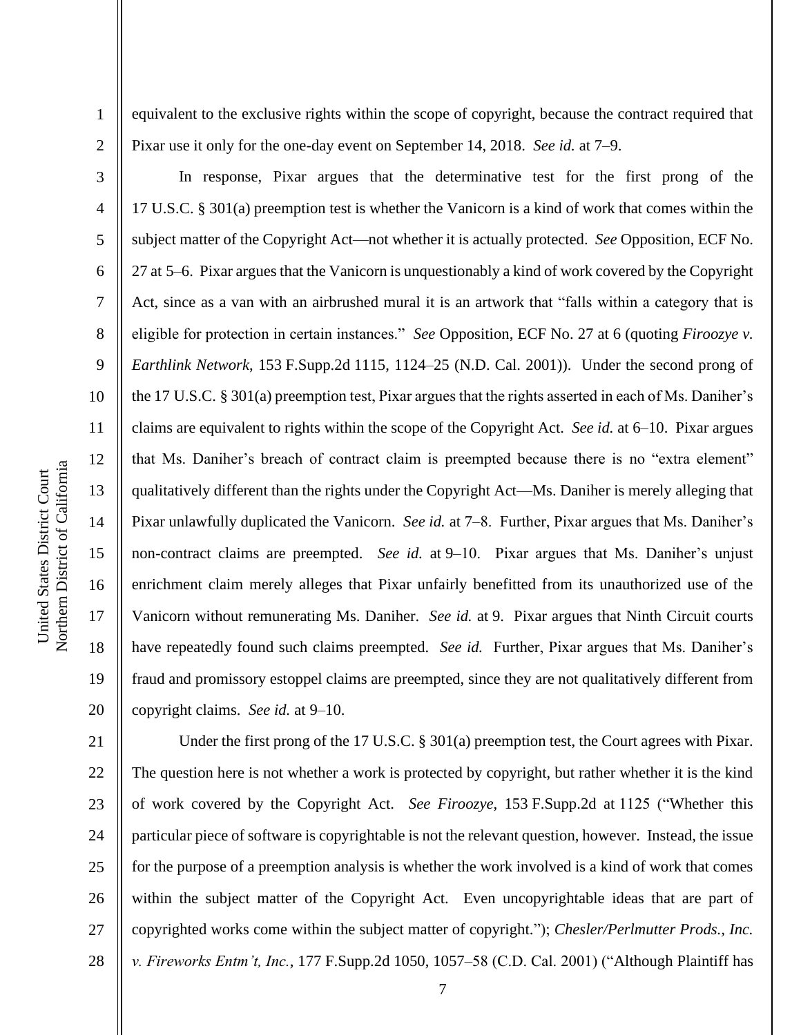equivalent to the exclusive rights within the scope of copyright, because the contract required that Pixar use it only for the one-day event on September 14, 2018. *See id.* at 7–9.

In response, Pixar argues that the determinative test for the first prong of the 17 U.S.C. § 301(a) preemption test is whether the Vanicorn is a kind of work that comes within the subject matter of the Copyright Act—not whether it is actually protected. *See* Opposition, ECF No. 27 at 5–6. Pixar argues that the Vanicorn is unquestionably a kind of work covered by the Copyright Act, since as a van with an airbrushed mural it is an artwork that "falls within a category that is eligible for protection in certain instances." *See* Opposition, ECF No. 27 at 6 (quoting *Firoozye v. Earthlink Network*, 153 F.Supp.2d 1115, 1124–25 (N.D. Cal. 2001)). Under the second prong of the 17 U.S.C. § 301(a) preemption test, Pixar argues that the rights asserted in each of Ms. Daniher's claims are equivalent to rights within the scope of the Copyright Act. *See id.* at 6–10. Pixar argues that Ms. Daniher's breach of contract claim is preempted because there is no "extra element" qualitatively different than the rights under the Copyright Act—Ms. Daniher is merely alleging that Pixar unlawfully duplicated the Vanicorn. *See id.* at 7–8. Further, Pixar argues that Ms. Daniher's non-contract claims are preempted. *See id.* at 9–10. Pixar argues that Ms. Daniher's unjust enrichment claim merely alleges that Pixar unfairly benefitted from its unauthorized use of the Vanicorn without remunerating Ms. Daniher. *See id.* at 9. Pixar argues that Ninth Circuit courts have repeatedly found such claims preempted. *See id.* Further, Pixar argues that Ms. Daniher's fraud and promissory estoppel claims are preempted, since they are not qualitatively different from copyright claims. *See id.* at 9–10.

Under the first prong of the 17 U.S.C. § 301(a) preemption test, the Court agrees with Pixar. The question here is not whether a work is protected by copyright, but rather whether it is the kind of work covered by the Copyright Act. *See Firoozye*, 153 F.Supp.2d at 1125 ("Whether this particular piece of software is copyrightable is not the relevant question, however. Instead, the issue for the purpose of a preemption analysis is whether the work involved is a kind of work that comes within the subject matter of the Copyright Act. Even uncopyrightable ideas that are part of copyrighted works come within the subject matter of copyright."); *Chesler/Perlmutter Prods., Inc. v. Fireworks Entm't, Inc.*, 177 F.Supp.2d 1050, 1057–58 (C.D. Cal. 2001) ("Although Plaintiff has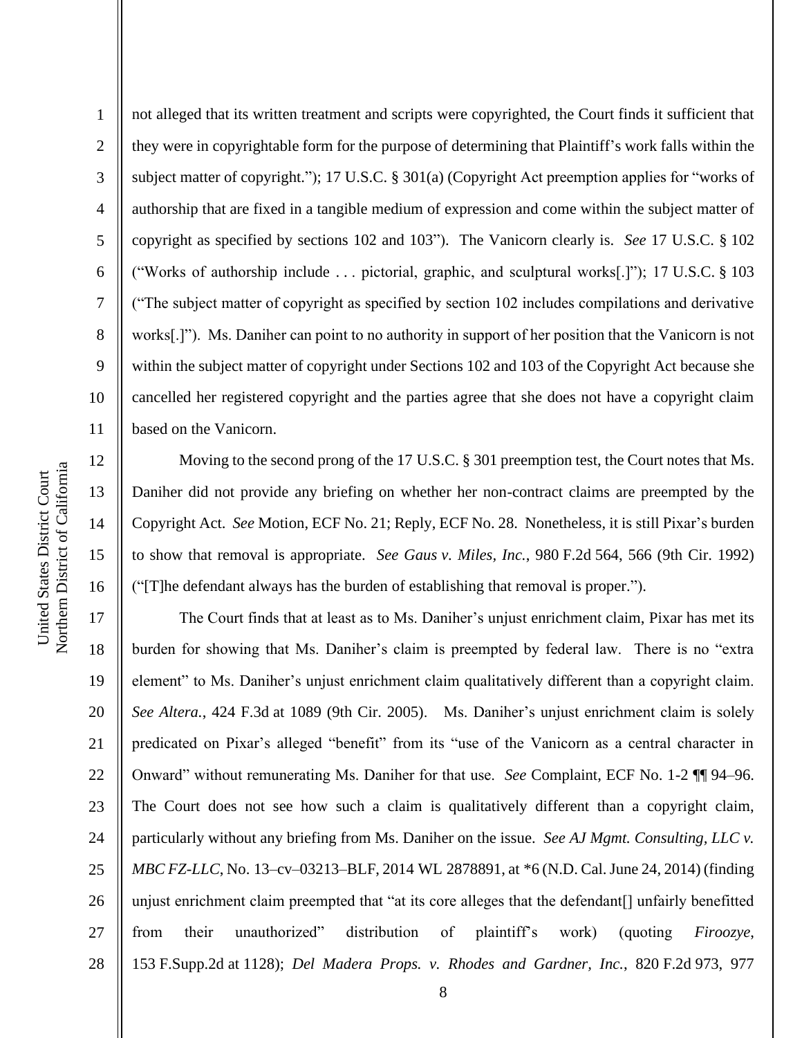not alleged that its written treatment and scripts were copyrighted, the Court finds it sufficient that they were in copyrightable form for the purpose of determining that Plaintiff's work falls within the subject matter of copyright."); 17 U.S.C. § 301(a) (Copyright Act preemption applies for "works of authorship that are fixed in a tangible medium of expression and come within the subject matter of copyright as specified by sections 102 and 103"). The Vanicorn clearly is. *See* 17 U.S.C. § 102 ("Works of authorship include . . . pictorial, graphic, and sculptural works[.]"); 17 U.S.C. § 103 ("The subject matter of copyright as specified by section 102 includes compilations and derivative works[.]"). Ms. Daniher can point to no authority in support of her position that the Vanicorn is not within the subject matter of copyright under Sections 102 and 103 of the Copyright Act because she cancelled her registered copyright and the parties agree that she does not have a copyright claim based on the Vanicorn.

Moving to the second prong of the 17 U.S.C. § 301 preemption test, the Court notes that Ms. Daniher did not provide any briefing on whether her non-contract claims are preempted by the Copyright Act. *See* Motion, ECF No. 21; Reply, ECF No. 28. Nonetheless, it is still Pixar's burden to show that removal is appropriate. *See Gaus v. Miles, Inc.*, 980 F.2d 564, 566 (9th Cir. 1992) ("[T]he defendant always has the burden of establishing that removal is proper.").

The Court finds that at least as to Ms. Daniher's unjust enrichment claim, Pixar has met its burden for showing that Ms. Daniher's claim is preempted by federal law. There is no "extra element" to Ms. Daniher's unjust enrichment claim qualitatively different than a copyright claim. *See Altera.*, 424 F.3d at 1089 (9th Cir. 2005). Ms. Daniher's unjust enrichment claim is solely predicated on Pixar's alleged "benefit" from its "use of the Vanicorn as a central character in Onward" without remunerating Ms. Daniher for that use. *See* Complaint, ECF No. 1-2 ¶¶ 94–96. The Court does not see how such a claim is qualitatively different than a copyright claim, particularly without any briefing from Ms. Daniher on the issue. *See AJ Mgmt. Consulting, LLC v. MBC FZ-LLC*, No. 13–cv–03213–BLF, 2014 WL 2878891, at *6 (N.D. Cal. June 24, 2014) (finding unjust enrichment claim preempted that "at its core alleges that the defendant[] unfairly benefitted from their unauthorized" distribution of plaintiff's work) (quoting *Firoozye*, 153 F.Supp.2d at 1128); *Del Madera Props. v. Rhodes and Gardner, Inc.*, 820 F.2d 973, 977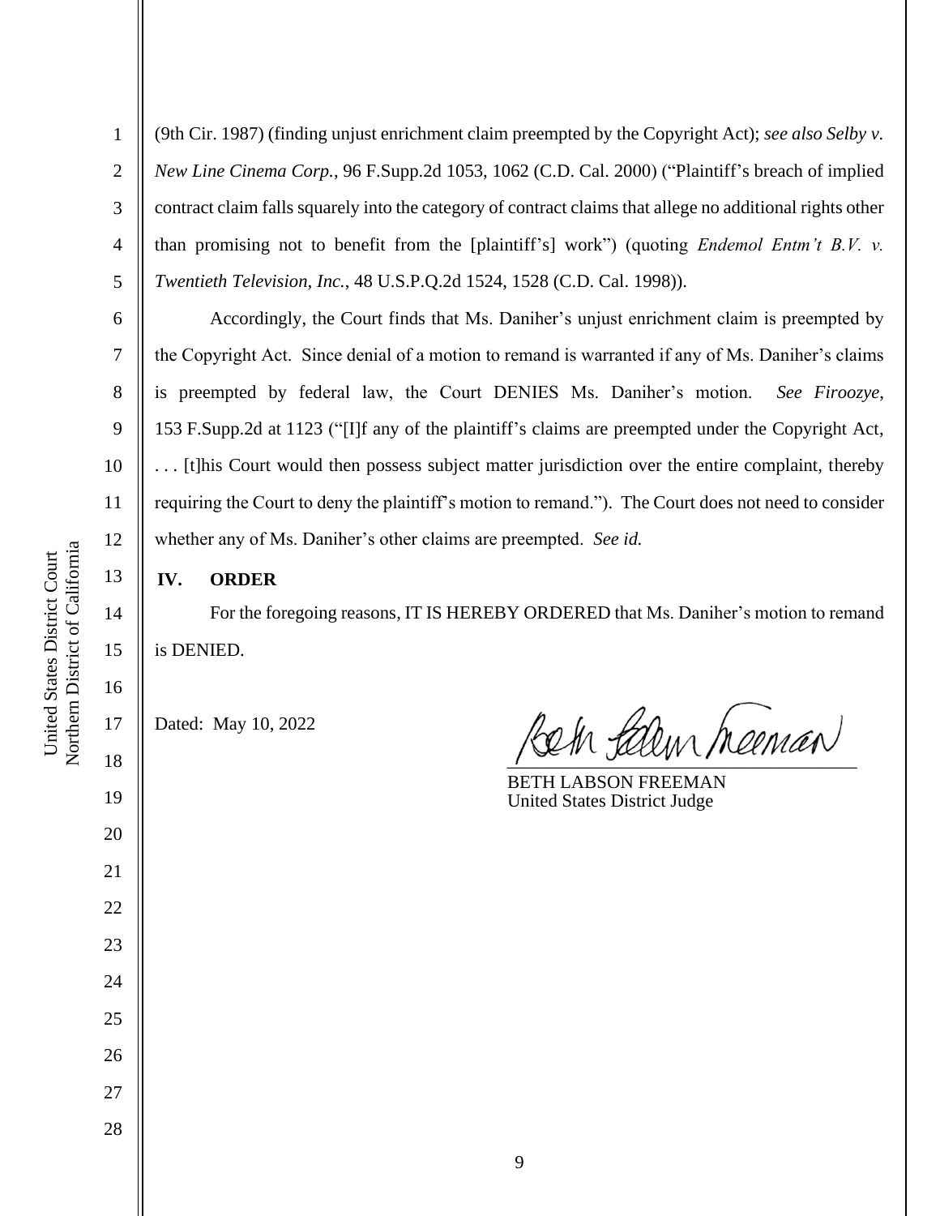(9th Cir. 1987) (finding unjust enrichment claim preempted by the Copyright Act); *see also Selby v. New Line Cinema Corp.*, 96 F.Supp.2d 1053, 1062 (C.D. Cal. 2000) ("Plaintiff's breach of implied contract claim falls squarely into the category of contract claims that allege no additional rights other than promising not to benefit from the [plaintiff's] work") (quoting *Endemol Entm't B.V. v. Twentieth Television, Inc.*, 48 U.S.P.Q.2d 1524, 1528 (C.D. Cal. 1998)).

Accordingly, the Court finds that Ms. Daniher's unjust enrichment claim is preempted by the Copyright Act. Since denial of a motion to remand is warranted if any of Ms. Daniher's claims is preempted by federal law, the Court DENIES Ms. Daniher's motion. *See Firoozye*, 153 F.Supp.2d at 1123 ("[I]f any of the plaintiff's claims are preempted under the Copyright Act, . . . [t]his Court would then possess subject matter jurisdiction over the entire complaint, thereby requiring the Court to deny the plaintiff's motion to remand."). The Court does not need to consider whether any of Ms. Daniher's other claims are preempted. *See id.*

## IV. ORDER

For the foregoing reasons, IT IS HEREBY ORDERED that Ms. Daniher's motion to remand is DENIED.

Dated: May 10, 2022

BETH LABSON FREEMAN
United States District Judge